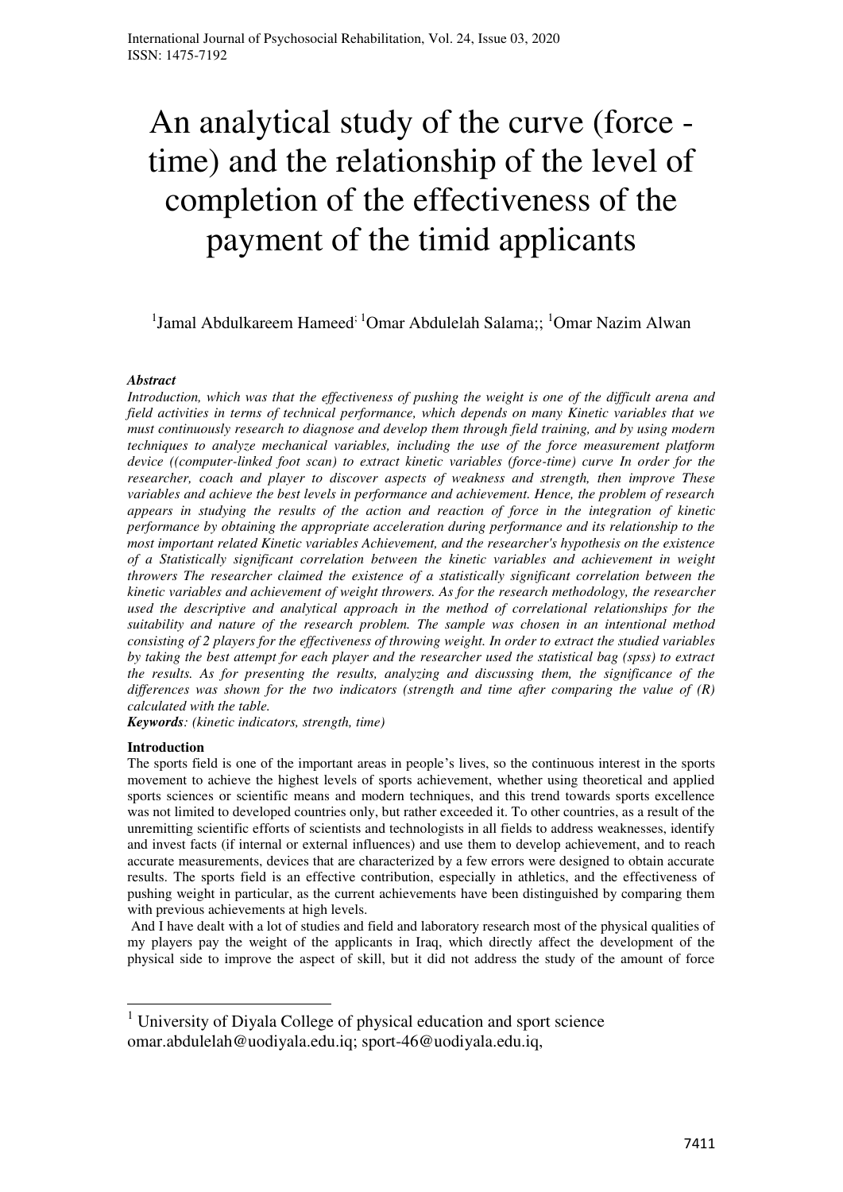# An analytical study of the curve (force - time) and the relationship of the level of completion of the effectiveness of the payment of the timid applicants

[1]Jamal Abdulkareem Hameed; [1]Omar Abdulelah Salama;; [1]Omar Nazim Alwan

***Abstract***

*Introduction, which was that the effectiveness of pushing the weight is one of the difficult arena and field activities in terms of technical performance, which depends on many Kinetic variables that we must continuously research to diagnose and develop them through field training, and by using modern techniques to analyze mechanical variables, including the use of the force measurement platform device ((computer-linked foot scan) to extract kinetic variables (force-time) curve In order for the researcher, coach and player to discover aspects of weakness and strength, then improve These variables and achieve the best levels in performance and achievement. Hence, the problem of research appears in studying the results of the action and reaction of force in the integration of kinetic performance by obtaining the appropriate acceleration during performance and its relationship to the most important related Kinetic variables Achievement, and the researcher's hypothesis on the existence of a Statistically significant correlation between the kinetic variables and achievement in weight throwers The researcher claimed the existence of a statistically significant correlation between the kinetic variables and achievement of weight throwers. As for the research methodology, the researcher used the descriptive and analytical approach in the method of correlational relationships for the suitability and nature of the research problem. The sample was chosen in an intentional method consisting of 2 players for the effectiveness of throwing weight. In order to extract the studied variables by taking the best attempt for each player and the researcher used the statistical bag (spss) to extract the results. As for presenting the results, analyzing and discussing them, the significance of the differences was shown for the two indicators (strength and time after comparing the value of (R) calculated with the table.*

***Keywords****: (kinetic indicators, strength, time)*

**Introduction**

The sports field is one of the important areas in people's lives, so the continuous interest in the sports movement to achieve the highest levels of sports achievement, whether using theoretical and applied sports sciences or scientific means and modern techniques, and this trend towards sports excellence was not limited to developed countries only, but rather exceeded it. To other countries, as a result of the unremitting scientific efforts of scientists and technologists in all fields to address weaknesses, identify and invest facts (if internal or external influences) and use them to develop achievement, and to reach accurate measurements, devices that are characterized by a few errors were designed to obtain accurate results. The sports field is an effective contribution, especially in athletics, and the effectiveness of pushing weight in particular, as the current achievements have been distinguished by comparing them with previous achievements at high levels.

And I have dealt with a lot of studies and field and laboratory research most of the physical qualities of my players pay the weight of the applicants in Iraq, which directly affect the development of the physical side to improve the aspect of skill, but it did not address the study of the amount of force

---

[1] University of Diyala College of physical education and sport science
omar.abdulelah@uodiyala.edu.iq; sport-46@uodiyala.edu.iq,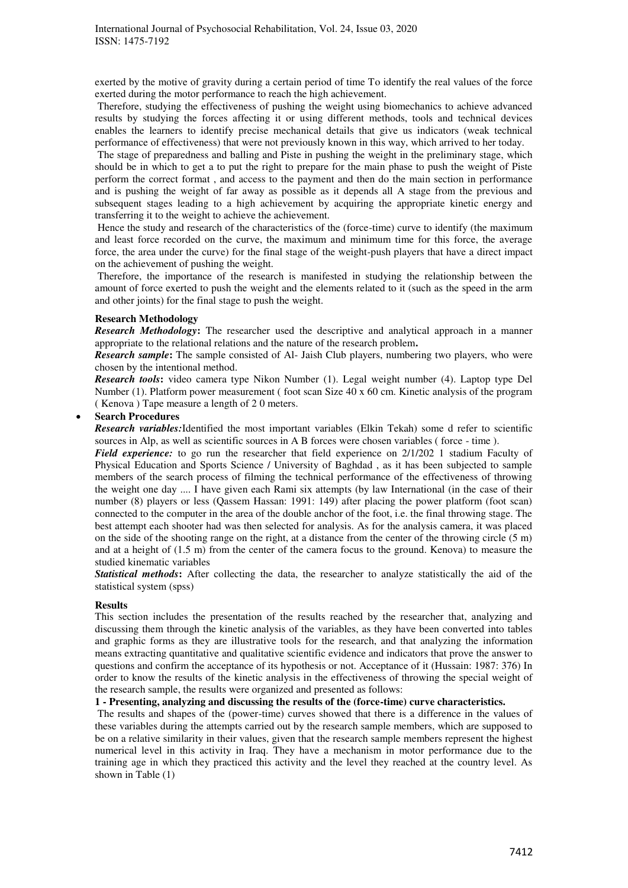exerted by the motive of gravity during a certain period of time To identify the real values of the force exerted during the motor performance to reach the high achievement.

Therefore, studying the effectiveness of pushing the weight using biomechanics to achieve advanced results by studying the forces affecting it or using different methods, tools and technical devices enables the learners to identify precise mechanical details that give us indicators (weak technical performance of effectiveness) that were not previously known in this way, which arrived to her today.

The stage of preparedness and balling and Piste in pushing the weight in the preliminary stage, which should be in which to get a to put the right to prepare for the main phase to push the weight of Piste perform the correct format , and access to the payment and then do the main section in performance and is pushing the weight of far away as possible as it depends all A stage from the previous and subsequent stages leading to a high achievement by acquiring the appropriate kinetic energy and transferring it to the weight to achieve the achievement.

Hence the study and research of the characteristics of the (force-time) curve to identify (the maximum and least force recorded on the curve, the maximum and minimum time for this force, the average force, the area under the curve) for the final stage of the weight-push players that have a direct impact on the achievement of pushing the weight.

Therefore, the importance of the research is manifested in studying the relationship between the amount of force exerted to push the weight and the elements related to it (such as the speed in the arm and other joints) for the final stage to push the weight.

**Research Methodology**

***Research Methodology*:** The researcher used the descriptive and analytical approach in a manner appropriate to the relational relations and the nature of the research problem**.**

***Research sample*:** The sample consisted of Al- Jaish Club players, numbering two players, who were chosen by the intentional method.

***Research tools*:** video camera type Nikon Number (1). Legal weight number (4). Laptop type Del Number (1). Platform power measurement ( foot scan Size 40 x 60 cm. Kinetic analysis of the program ( Kenova ) Tape measure a length of 2 0 meters.

- **Search Procedures**

***Research variables:*** Identified the most important variables (Elkin Tekah) some d refer to scientific sources in Alp, as well as scientific sources in A B forces were chosen variables ( force - time ).

***Field experience:*** to go run the researcher that field experience on 2/1/202 1 stadium Faculty of Physical Education and Sports Science / University of Baghdad , as it has been subjected to sample members of the search process of filming the technical performance of the effectiveness of throwing the weight one day .... I have given each Rami six attempts (by law International (in the case of their number (8) players or less (Qassem Hassan: 1991: 149) after placing the power platform (foot scan) connected to the computer in the area of the double anchor of the foot, i.e. the final throwing stage. The best attempt each shooter had was then selected for analysis. As for the analysis camera, it was placed on the side of the shooting range on the right, at a distance from the center of the throwing circle (5 m) and at a height of (1.5 m) from the center of the camera focus to the ground. Kenova) to measure the studied kinematic variables

***Statistical methods*:** After collecting the data, the researcher to analyze statistically the aid of the statistical system (spss)

**Results**

This section includes the presentation of the results reached by the researcher that, analyzing and discussing them through the kinetic analysis of the variables, as they have been converted into tables and graphic forms as they are illustrative tools for the research, and that analyzing the information means extracting quantitative and qualitative scientific evidence and indicators that prove the answer to questions and confirm the acceptance of its hypothesis or not. Acceptance of it (Hussain: 1987: 376) In order to know the results of the kinetic analysis in the effectiveness of throwing the special weight of the research sample, the results were organized and presented as follows:

**1 - Presenting, analyzing and discussing the results of the (force-time) curve characteristics.**

The results and shapes of the (power-time) curves showed that there is a difference in the values of these variables during the attempts carried out by the research sample members, which are supposed to be on a relative similarity in their values, given that the research sample members represent the highest numerical level in this activity in Iraq. They have a mechanism in motor performance due to the training age in which they practiced this activity and the level they reached at the country level. As shown in Table (1)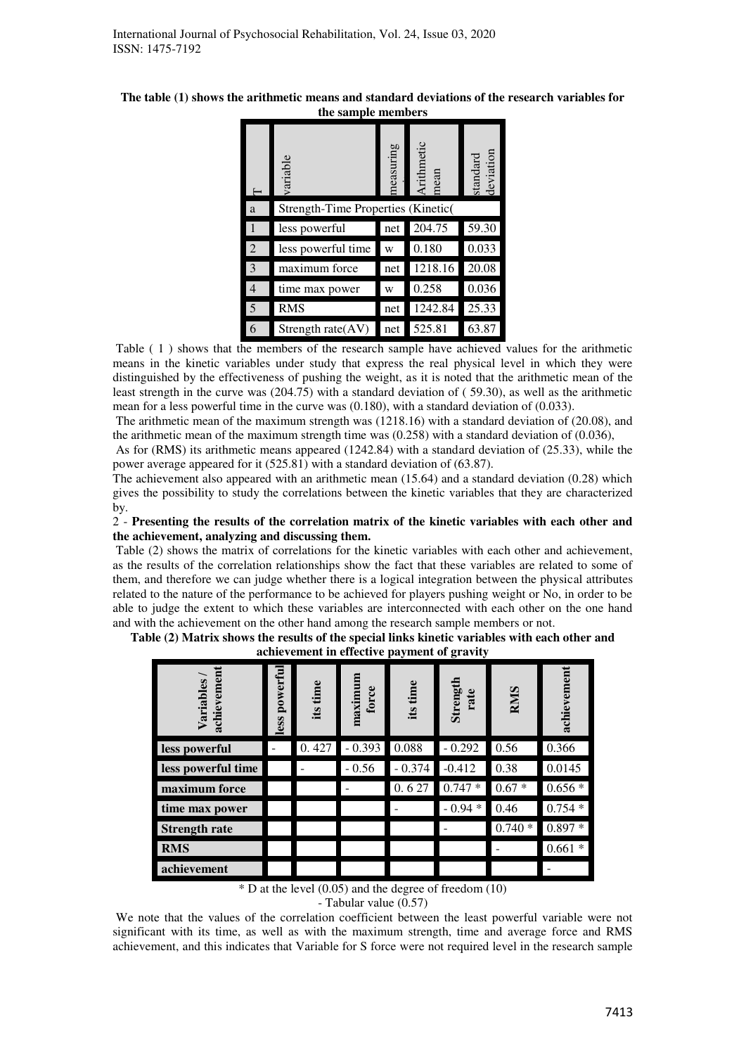**The table (1) shows the arithmetic means and standard deviations of the research variables for the sample members**

| T | variable | measuring | Arithmetic mean | standard deviation |
|---|---|---|---|---|
| a | Strength-Time Properties (Kinetic( | | | |
| 1 | less powerful | net | 204.75 | 59.30 |
| 2 | less powerful time | w | 0.180 | 0.033 |
| 3 | maximum force | net | 1218.16 | 20.08 |
| 4 | time max power | w | 0.258 | 0.036 |
| 5 | RMS | net | 1242.84 | 25.33 |
| 6 | Strength rate(AV) | net | 525.81 | 63.87 |

Table ( 1 ) shows that the members of the research sample have achieved values for the arithmetic means in the kinetic variables under study that express the real physical level in which they were distinguished by the effectiveness of pushing the weight, as it is noted that the arithmetic mean of the least strength in the curve was (204.75) with a standard deviation of ( 59.30), as well as the arithmetic mean for a less powerful time in the curve was (0.180), with a standard deviation of (0.033).

The arithmetic mean of the maximum strength was (1218.16) with a standard deviation of (20.08), and the arithmetic mean of the maximum strength time was (0.258) with a standard deviation of (0.036),

As for (RMS) its arithmetic means appeared (1242.84) with a standard deviation of (25.33), while the power average appeared for it (525.81) with a standard deviation of (63.87).

The achievement also appeared with an arithmetic mean (15.64) and a standard deviation (0.28) which gives the possibility to study the correlations between the kinetic variables that they are characterized by.

2 - **Presenting the results of the correlation matrix of the kinetic variables with each other and the achievement, analyzing and discussing them.**

Table (2) shows the matrix of correlations for the kinetic variables with each other and achievement, as the results of the correlation relationships show the fact that these variables are related to some of them, and therefore we can judge whether there is a logical integration between the physical attributes related to the nature of the performance to be achieved for players pushing weight or No, in order to be able to judge the extent to which these variables are interconnected with each other on the one hand and with the achievement on the other hand among the research sample members or not.

**Table (2) Matrix shows the results of the special links kinetic variables with each other and achievement in effective payment of gravity**

| Variables / achievement | less powerful | its time | maximum force | its time | Strength rate | RMS | achievement |
|---|---|---|---|---|---|---|---|
| **less powerful** | - | 0. 427 | - 0.393 | 0.088 | - 0.292 | 0.56 | 0.366 |
| **less powerful time** | | - | - 0.56 | - 0.374 | -0.412 | 0.38 | 0.0145 |
| **maximum force** | | | - | 0. 6 27 | 0.747 * | 0.67 * | 0.656 * |
| **time max power** | | | | - | - 0.94 * | 0.46 | 0.754 * |
| **Strength rate** | | | | | - | 0.740 * | 0.897 * |
| **RMS** | | | | | | - | 0.661 * |
| **achievement** | | | | | | | - |

\* D at the level (0.05) and the degree of freedom (10)

- Tabular value (0.57)

We note that the values of the correlation coefficient between the least powerful variable were not significant with its time, as well as with the maximum strength, time and average force and RMS achievement, and this indicates that Variable for S force were not required level in the research sample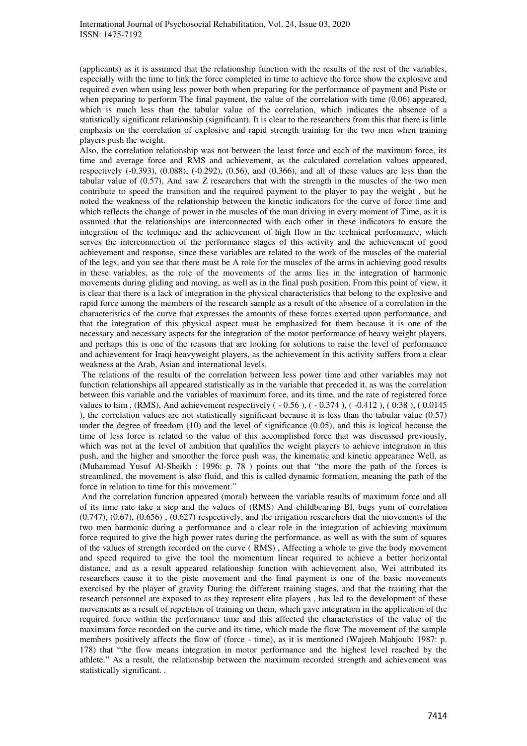(applicants) as it is assumed that the relationship function with the results of the rest of the variables, especially with the time to link the force completed in time to achieve the force show the explosive and required even when using less power both when preparing for the performance of payment and Piste or when preparing to perform The final payment, the value of the correlation with time (0.06) appeared, which is much less than the tabular value of the correlation, which indicates the absence of a statistically significant relationship (significant). It is clear to the researchers from this that there is little emphasis on the correlation of explosive and rapid strength training for the two men when training players push the weight.

Also, the correlation relationship was not between the least force and each of the maximum force, its time and average force and RMS and achievement, as the calculated correlation values appeared, respectively (-0.393), (0.088), (-0.292), (0.56), and (0.366), and all of these values are less than the tabular value of (0.57), And saw Z researchers that with the strength in the muscles of the two men contribute to speed the transition and the required payment to the player to pay the weight , but he noted the weakness of the relationship between the kinetic indicators for the curve of force time and which reflects the change of power in the muscles of the man driving in every moment of Time, as it is assumed that the relationships are interconnected with each other in these indicators to ensure the integration of the technique and the achievement of high flow in the technical performance, which serves the interconnection of the performance stages of this activity and the achievement of good achievement and response, since these variables are related to the work of the muscles of the material of the legs, and you see that there must be A role for the muscles of the arms in achieving good results in these variables, as the role of the movements of the arms lies in the integration of harmonic movements during gliding and moving, as well as in the final push position. From this point of view, it is clear that there is a lack of integration in the physical characteristics that belong to the explosive and rapid force among the members of the research sample as a result of the absence of a correlation in the characteristics of the curve that expresses the amounts of these forces exerted upon performance, and that the integration of this physical aspect must be emphasized for them because it is one of the necessary and necessary aspects for the integration of the motor performance of heavy weight players, and perhaps this is one of the reasons that are looking for solutions to raise the level of performance and achievement for Iraqi heavyweight players, as the achievement in this activity suffers from a clear weakness at the Arab, Asian and international levels.

The relations of the results of the correlation between less power time and other variables may not function relationships all appeared statistically as in the variable that preceded it, as was the correlation between this variable and the variables of maximum force, and its time, and the rate of registered force values to him , (RMS), And achievement respectively ( - 0.56 ), ( - 0.374 ), ( -0.412 ), ( 0:38 ), ( 0.0145 ), the correlation values are not statistically significant because it is less than the tabular value (0.57) under the degree of freedom (10) and the level of significance (0.05), and this is logical because the time of less force is related to the value of this accomplished force that was discussed previously, which was not at the level of ambition that qualifies the weight players to achieve integration in this push, and the higher and smoother the force push was, the kinematic and kinetic appearance Well, as (Muhammad Yusuf Al-Sheikh : 1996: p. 78 ) points out that "the more the path of the forces is streamlined, the movement is also fluid, and this is called dynamic formation, meaning the path of the force in relation to time for this movement."

And the correlation function appeared (moral) between the variable results of maximum force and all of its time rate take a step and the values of (RMS) And childbearing Bl, bugs yum of correlation (0.747), (0.67), (0.656) , (0.627) respectively, and the irrigation researchers that the movements of the two men harmonic during a performance and a clear role in the integration of achieving maximum force required to give the high power rates during the performance, as well as with the sum of squares of the values of strength recorded on the curve ( RMS) , Affecting a whole to give the body movement and speed required to give the tool the momentum linear required to achieve a better horizontal distance, and as a result appeared relationship function with achievement also, Wei attributed its researchers cause it to the piste movement and the final payment is one of the basic movements exercised by the player of gravity During the different training stages, and that the training that the research personnel are exposed to as they represent elite players , has led to the development of these movements as a result of repetition of training on them, which gave integration in the application of the required force within the performance time and this affected the characteristics of the value of the maximum force recorded on the curve and its time, which made the flow The movement of the sample members positively affects the flow of (force - time), as it is mentioned (Wajeeh Mahjoub: 1987: p. 178) that "the flow means integration in motor performance and the highest level reached by the athlete." As a result, the relationship between the maximum recorded strength and achievement was statistically significant. .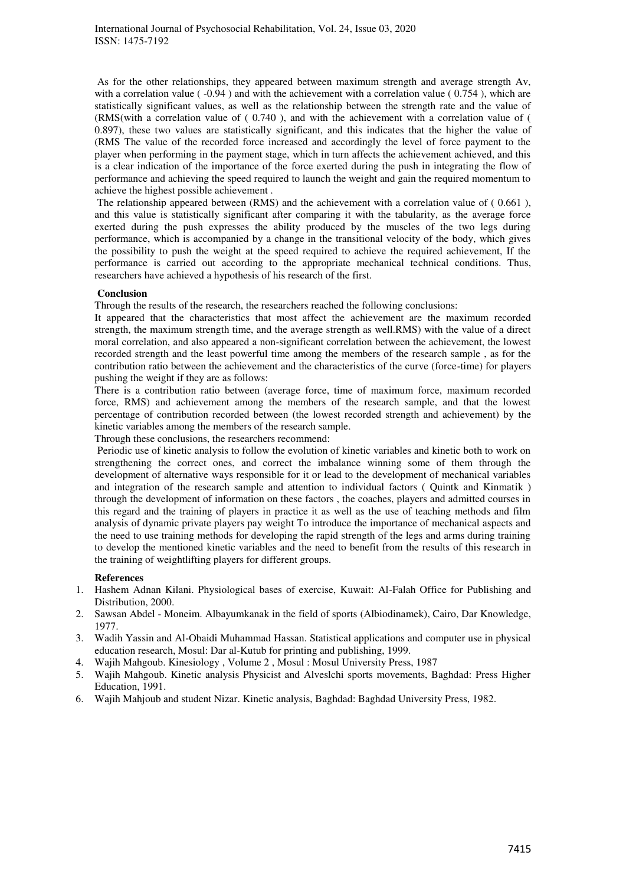As for the other relationships, they appeared between maximum strength and average strength Av, with a correlation value ( -0.94 ) and with the achievement with a correlation value ( 0.754 ), which are statistically significant values, as well as the relationship between the strength rate and the value of (RMS(with a correlation value of ( 0.740 ), and with the achievement with a correlation value of ( 0.897), these two values are statistically significant, and this indicates that the higher the value of (RMS The value of the recorded force increased and accordingly the level of force payment to the player when performing in the payment stage, which in turn affects the achievement achieved, and this is a clear indication of the importance of the force exerted during the push in integrating the flow of performance and achieving the speed required to launch the weight and gain the required momentum to achieve the highest possible achievement .

The relationship appeared between (RMS) and the achievement with a correlation value of ( 0.661 ), and this value is statistically significant after comparing it with the tabularity, as the average force exerted during the push expresses the ability produced by the muscles of the two legs during performance, which is accompanied by a change in the transitional velocity of the body, which gives the possibility to push the weight at the speed required to achieve the required achievement, If the performance is carried out according to the appropriate mechanical technical conditions. Thus, researchers have achieved a hypothesis of his research of the first.

**Conclusion**

Through the results of the research, the researchers reached the following conclusions:

It appeared that the characteristics that most affect the achievement are the maximum recorded strength, the maximum strength time, and the average strength as well.RMS) with the value of a direct moral correlation, and also appeared a non-significant correlation between the achievement, the lowest recorded strength and the least powerful time among the members of the research sample , as for the contribution ratio between the achievement and the characteristics of the curve (force-time) for players pushing the weight if they are as follows:

There is a contribution ratio between (average force, time of maximum force, maximum recorded force, RMS) and achievement among the members of the research sample, and that the lowest percentage of contribution recorded between (the lowest recorded strength and achievement) by the kinetic variables among the members of the research sample.

Through these conclusions, the researchers recommend:

Periodic use of kinetic analysis to follow the evolution of kinetic variables and kinetic both to work on strengthening the correct ones, and correct the imbalance winning some of them through the development of alternative ways responsible for it or lead to the development of mechanical variables and integration of the research sample and attention to individual factors ( Quintk and Kinmatik ) through the development of information on these factors , the coaches, players and admitted courses in this regard and the training of players in practice it as well as the use of teaching methods and film analysis of dynamic private players pay weight To introduce the importance of mechanical aspects and the need to use training methods for developing the rapid strength of the legs and arms during training to develop the mentioned kinetic variables and the need to benefit from the results of this research in the training of weightlifting players for different groups.

**References**

1. Hashem Adnan Kilani. Physiological bases of exercise, Kuwait: Al-Falah Office for Publishing and Distribution, 2000.
2. Sawsan Abdel - Moneim. Albayumkanak in the field of sports (Albiodinamek), Cairo, Dar Knowledge, 1977.
3. Wadih Yassin and Al-Obaidi Muhammad Hassan. Statistical applications and computer use in physical education research, Mosul: Dar al-Kutub for printing and publishing, 1999.
4. Wajih Mahgoub. Kinesiology , Volume 2 , Mosul : Mosul University Press, 1987
5. Wajih Mahgoub. Kinetic analysis Physicist and Alveslchi sports movements, Baghdad: Press Higher Education, 1991.
6. Wajih Mahjoub and student Nizar. Kinetic analysis, Baghdad: Baghdad University Press, 1982.